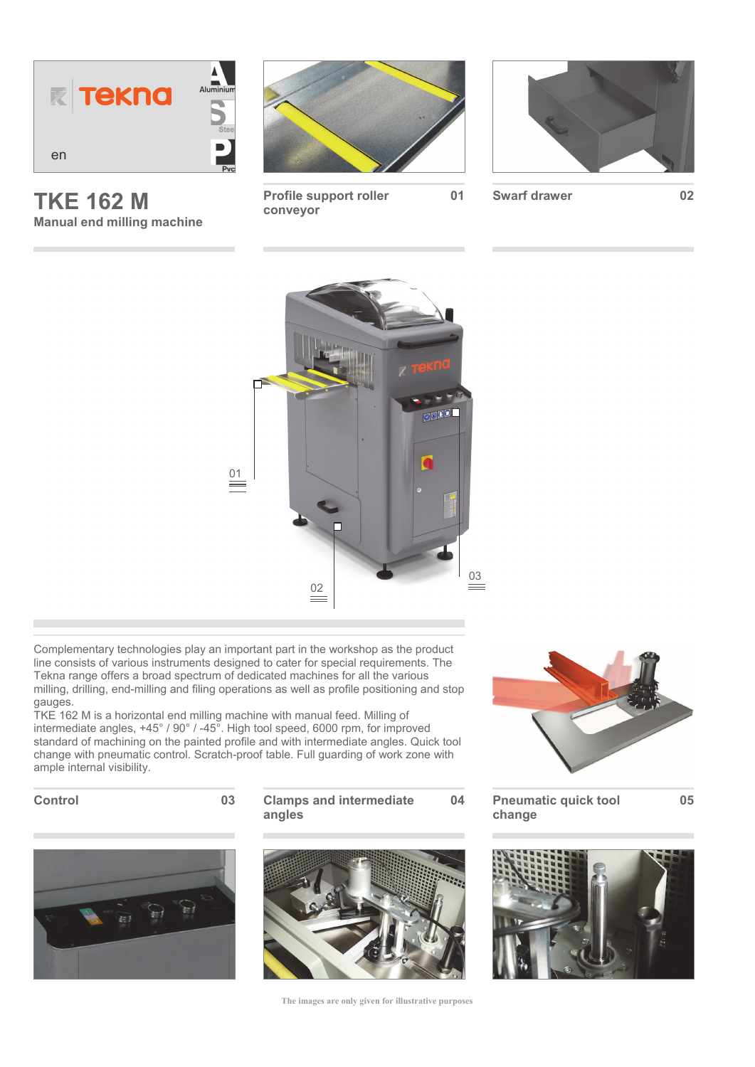# TKE 162 M

## Manual end milling machine

**Profile support roller conveyor** 01

**Swarf drawer** 02

Complementary technologies play an important part in the workshop as the product line consists of various instruments designed to cater for special requirements. The Tekna range offers a broad spectrum of dedicated machines for all the various milling, drilling, end-milling and filing operations as well as profile positioning and stop gauges.
TKE 162 M is a horizontal end milling machine with manual feed. Milling of intermediate angles, +45° / 90° / -45°. High tool speed, 6000 rpm, for improved standard of machining on the painted profile and with intermediate angles. Quick tool change with pneumatic control. Scratch-proof table. Full guarding of work zone with ample internal visibility.

**Control** 03

**Clamps and intermediate angles** 04

**Pneumatic quick tool change** 05

The images are only given for illustrative purposes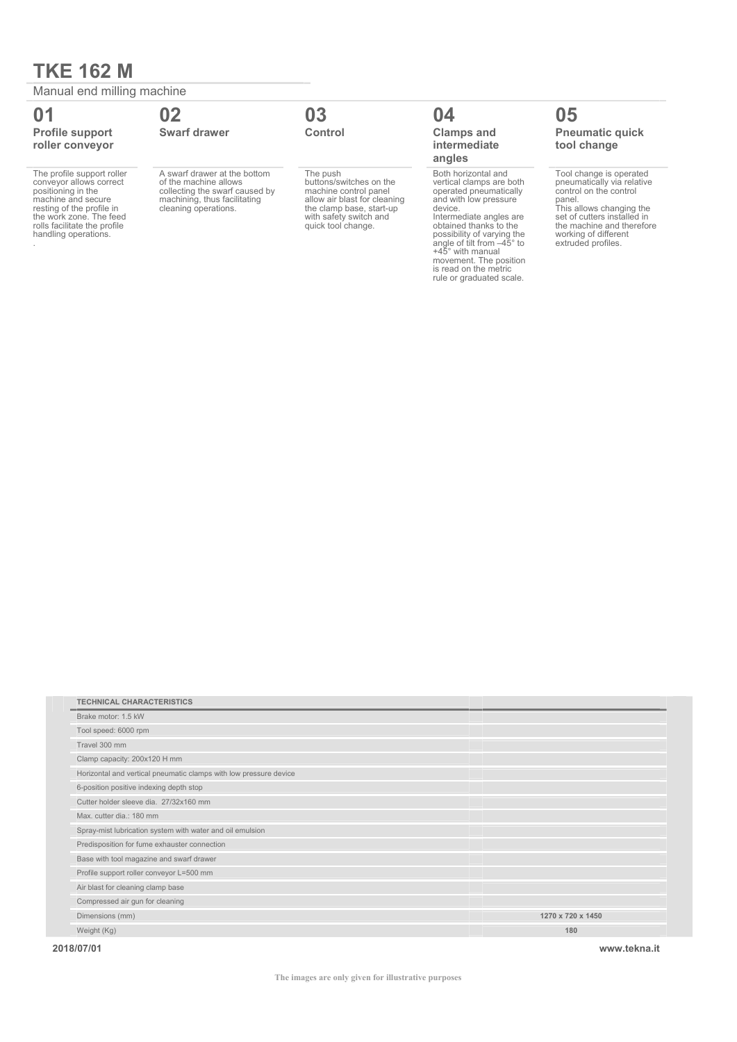# TKE 162 M

Manual end milling machine

## 01
### Profile support roller conveyor

The profile support roller conveyor allows correct positioning in the machine and secure resting of the profile in the work zone. The feed rolls facilitate the profile handling operations.
.

## 02
### Swarf drawer

A swarf drawer at the bottom of the machine allows collecting the swarf caused by machining, thus facilitating cleaning operations.

## 03
### Control

The push buttons/switches on the machine control panel allow air blast for cleaning the clamp base, start-up with safety switch and quick tool change.

## 04
### Clamps and intermediate angles

Both horizontal and vertical clamps are both operated pneumatically and with low pressure device.
Intermediate angles are obtained thanks to the possibility of varying the angle of tilt from –45° to +45° with manual movement. The position is read on the metric rule or graduated scale.

## 05
### Pneumatic quick tool change

Tool change is operated pneumatically via relative control on the control panel.
This allows changing the set of cutters installed in the machine and therefore working of different extruded profiles.

| TECHNICAL CHARACTERISTICS | |
|---|---|
| Brake motor: 1.5 kW | |
| Tool speed: 6000 rpm | |
| Travel 300 mm | |
| Clamp capacity: 200x120 H mm | |
| Horizontal and vertical pneumatic clamps with low pressure device | |
| 6-position positive indexing depth stop | |
| Cutter holder sleeve dia. 27/32x160 mm | |
| Max. cutter dia.: 180 mm | |
| Spray-mist lubrication system with water and oil emulsion | |
| Predisposition for fume exhauster connection | |
| Base with tool magazine and swarf drawer | |
| Profile support roller conveyor L=500 mm | |
| Air blast for cleaning clamp base | |
| Compressed air gun for cleaning | |
| Dimensions (mm) | **1270 x 720 x 1450** |
| Weight (Kg) | **180** |

**2018/07/01** **www.tekna.it**

The images are only given for illustrative purposes